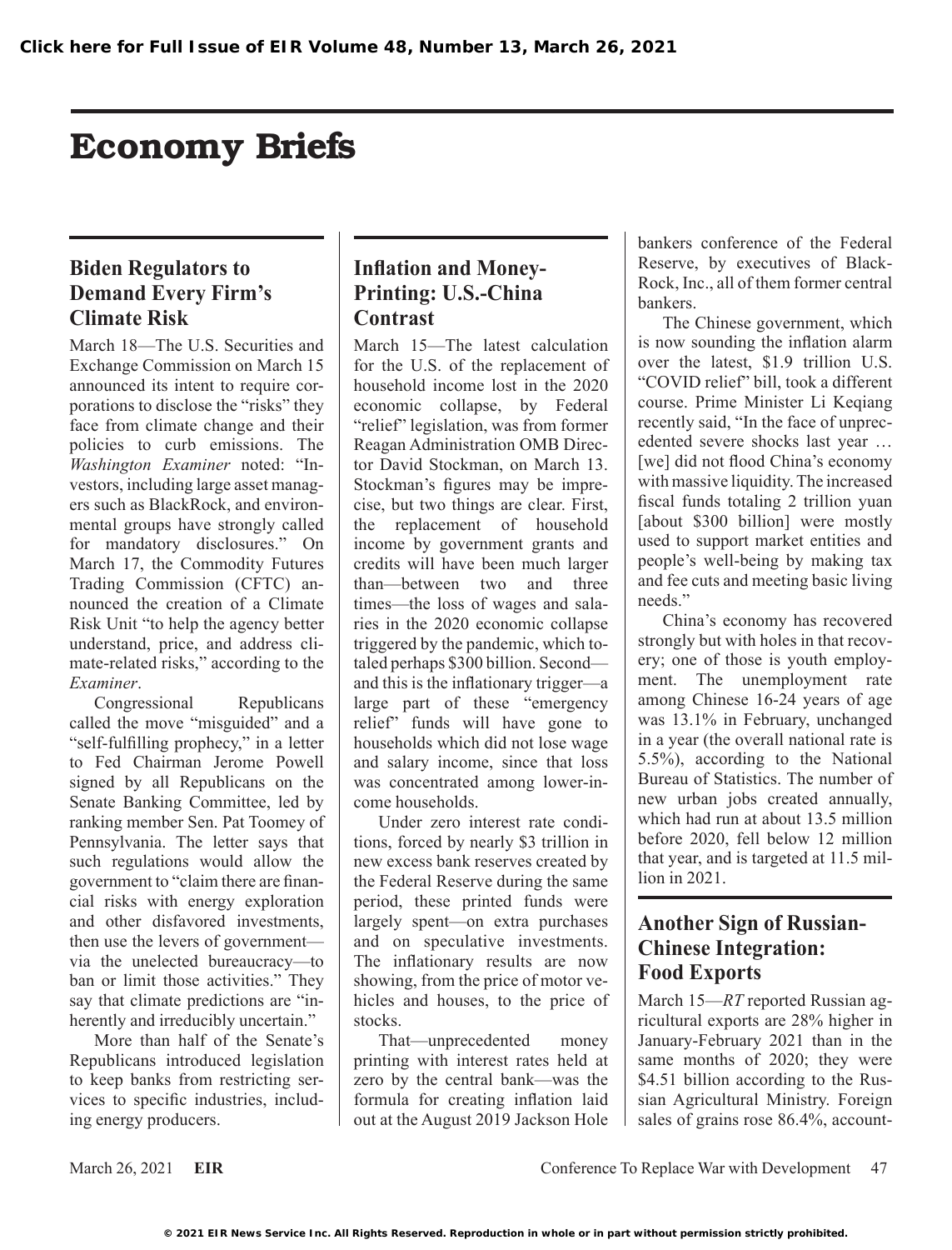# Economy Briefs

## Biden Regulators to Demand Every Firm's Climate Risk

March 18—The U.S. Securities and Exchange Commission on March 15 announced its intent to require corporations to disclose the "risks" they face from climate change and their policies to curb emissions. The *Washington Examiner* noted: "Investors, including large asset managers such as BlackRock, and environmental groups have strongly called for mandatory disclosures." On March 17, the Commodity Futures Trading Commission (CFTC) announced the creation of a Climate Risk Unit "to help the agency better understand, price, and address climate-related risks," according to the *Examiner*.

Congressional Republicans called the move "misguided" and a "self-fulfilling prophecy," in a letter to Fed Chairman Jerome Powell signed by all Republicans on the Senate Banking Committee, led by ranking member Sen. Pat Toomey of Pennsylvania. The letter says that such regulations would allow the government to "claim there are financial risks with energy exploration and other disfavored investments, then use the levers of government—via the unelected bureaucracy—to ban or limit those activities." They say that climate predictions are "inherently and irreducibly uncertain."

More than half of the Senate's Republicans introduced legislation to keep banks from restricting services to specific industries, including energy producers.

## Inflation and Money-Printing: U.S.-China Contrast

March 15—The latest calculation for the U.S. of the replacement of household income lost in the 2020 economic collapse, by Federal "relief" legislation, was from former Reagan Administration OMB Director David Stockman, on March 13. Stockman's figures may be imprecise, but two things are clear. First, the replacement of household income by government grants and credits will have been much larger than—between two and three times—the loss of wages and salaries in the 2020 economic collapse triggered by the pandemic, which totaled perhaps $300 billion. Second—and this is the inflationary trigger—a large part of these "emergency relief" funds will have gone to households which did not lose wage and salary income, since that loss was concentrated among lower-income households.

Under zero interest rate conditions, forced by nearly $3 trillion in new excess bank reserves created by the Federal Reserve during the same period, these printed funds were largely spent—on extra purchases and on speculative investments. The inflationary results are now showing, from the price of motor vehicles and houses, to the price of stocks.

That—unprecedented money printing with interest rates held at zero by the central bank—was the formula for creating inflation laid out at the August 2019 Jackson Hole bankers conference of the Federal Reserve, by executives of BlackRock, Inc., all of them former central bankers.

The Chinese government, which is now sounding the inflation alarm over the latest, $1.9 trillion U.S. "COVID relief" bill, took a different course. Prime Minister Li Keqiang recently said, "In the face of unprecedented severe shocks last year … [we] did not flood China's economy with massive liquidity. The increased fiscal funds totaling 2 trillion yuan [about $300 billion] were mostly used to support market entities and people's well-being by making tax and fee cuts and meeting basic living needs."

China's economy has recovered strongly but with holes in that recovery; one of those is youth employment. The unemployment rate among Chinese 16-24 years of age was 13.1% in February, unchanged in a year (the overall national rate is 5.5%), according to the National Bureau of Statistics. The number of new urban jobs created annually, which had run at about 13.5 million before 2020, fell below 12 million that year, and is targeted at 11.5 million in 2021.

## Another Sign of Russian-Chinese Integration: Food Exports

March 15—*RT* reported Russian agricultural exports are 28% higher in January-February 2021 than in the same months of 2020; they were $4.51 billion according to the Russian Agricultural Ministry. Foreign sales of grains rose 86.4%, account-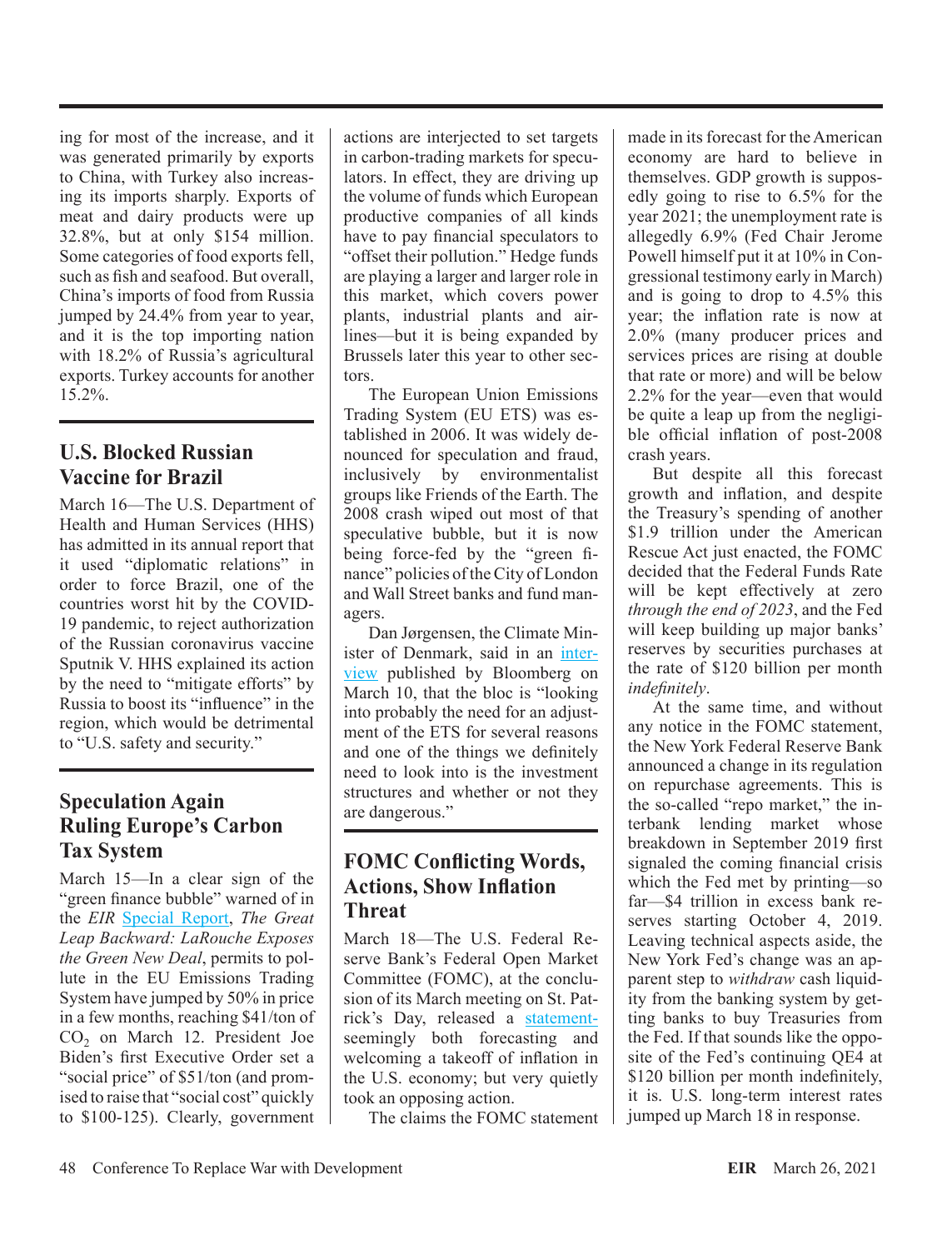ing for most of the increase, and it was generated primarily by exports to China, with Turkey also increasing its imports sharply. Exports of meat and dairy products were up 32.8%, but at only $154 million. Some categories of food exports fell, such as fish and seafood. But overall, China's imports of food from Russia jumped by 24.4% from year to year, and it is the top importing nation with 18.2% of Russia's agricultural exports. Turkey accounts for another 15.2%.

## U.S. Blocked Russian Vaccine for Brazil

March 16—The U.S. Department of Health and Human Services (HHS) has admitted in its annual report that it used "diplomatic relations" in order to force Brazil, one of the countries worst hit by the COVID-19 pandemic, to reject authorization of the Russian coronavirus vaccine Sputnik V. HHS explained its action by the need to "mitigate efforts" by Russia to boost its "influence" in the region, which would be detrimental to "U.S. safety and security."

## Speculation Again Ruling Europe's Carbon Tax System

March 15—In a clear sign of the "green finance bubble" warned of in the *EIR* Special Report, *The Great Leap Backward: LaRouche Exposes the Green New Deal*, permits to pollute in the EU Emissions Trading System have jumped by 50% in price in a few months, reaching $41/ton of $CO_2$ on March 12. President Joe Biden's first Executive Order set a "social price" of $51/ton (and promised to raise that "social cost" quickly to $100-125). Clearly, government actions are interjected to set targets in carbon-trading markets for speculators. In effect, they are driving up the volume of funds which European productive companies of all kinds have to pay financial speculators to "offset their pollution." Hedge funds are playing a larger and larger role in this market, which covers power plants, industrial plants and airlines—but it is being expanded by Brussels later this year to other sectors.

The European Union Emissions Trading System (EU ETS) was established in 2006. It was widely denounced for speculation and fraud, inclusively by environmentalist groups like Friends of the Earth. The 2008 crash wiped out most of that speculative bubble, but it is now being force-fed by the "green finance" policies of the City of London and Wall Street banks and fund managers.

Dan Jørgensen, the Climate Minister of Denmark, said in an interview published by Bloomberg on March 10, that the bloc is "looking into probably the need for an adjustment of the ETS for several reasons and one of the things we definitely need to look into is the investment structures and whether or not they are dangerous."

## FOMC Conflicting Words, Actions, Show Inflation Threat

March 18—The U.S. Federal Reserve Bank's Federal Open Market Committee (FOMC), at the conclusion of its March meeting on St. Patrick's Day, released a statement seemingly both forecasting and welcoming a takeoff of inflation in the U.S. economy; but very quietly took an opposing action.

The claims the FOMC statement made in its forecast for the American economy are hard to believe in themselves. GDP growth is supposedly going to rise to 6.5% for the year 2021; the unemployment rate is allegedly 6.9% (Fed Chair Jerome Powell himself put it at 10% in Congressional testimony early in March) and is going to drop to 4.5% this year; the inflation rate is now at 2.0% (many producer prices and services prices are rising at double that rate or more) and will be below 2.2% for the year—even that would be quite a leap up from the negligible official inflation of post-2008 crash years.

But despite all this forecast growth and inflation, and despite the Treasury's spending of another $1.9 trillion under the American Rescue Act just enacted, the FOMC decided that the Federal Funds Rate will be kept effectively at zero *through the end of 2023*, and the Fed will keep building up major banks' reserves by securities purchases at the rate of $120 billion per month *indefinitely*.

At the same time, and without any notice in the FOMC statement, the New York Federal Reserve Bank announced a change in its regulation on repurchase agreements. This is the so-called "repo market," the interbank lending market whose breakdown in September 2019 first signaled the coming financial crisis which the Fed met by printing—so far—$4 trillion in excess bank reserves starting October 4, 2019. Leaving technical aspects aside, the New York Fed's change was an apparent step to *withdraw* cash liquidity from the banking system by getting banks to buy Treasuries from the Fed. If that sounds like the opposite of the Fed's continuing QE4 at $120 billion per month indefinitely, it is. U.S. long-term interest rates jumped up March 18 in response.